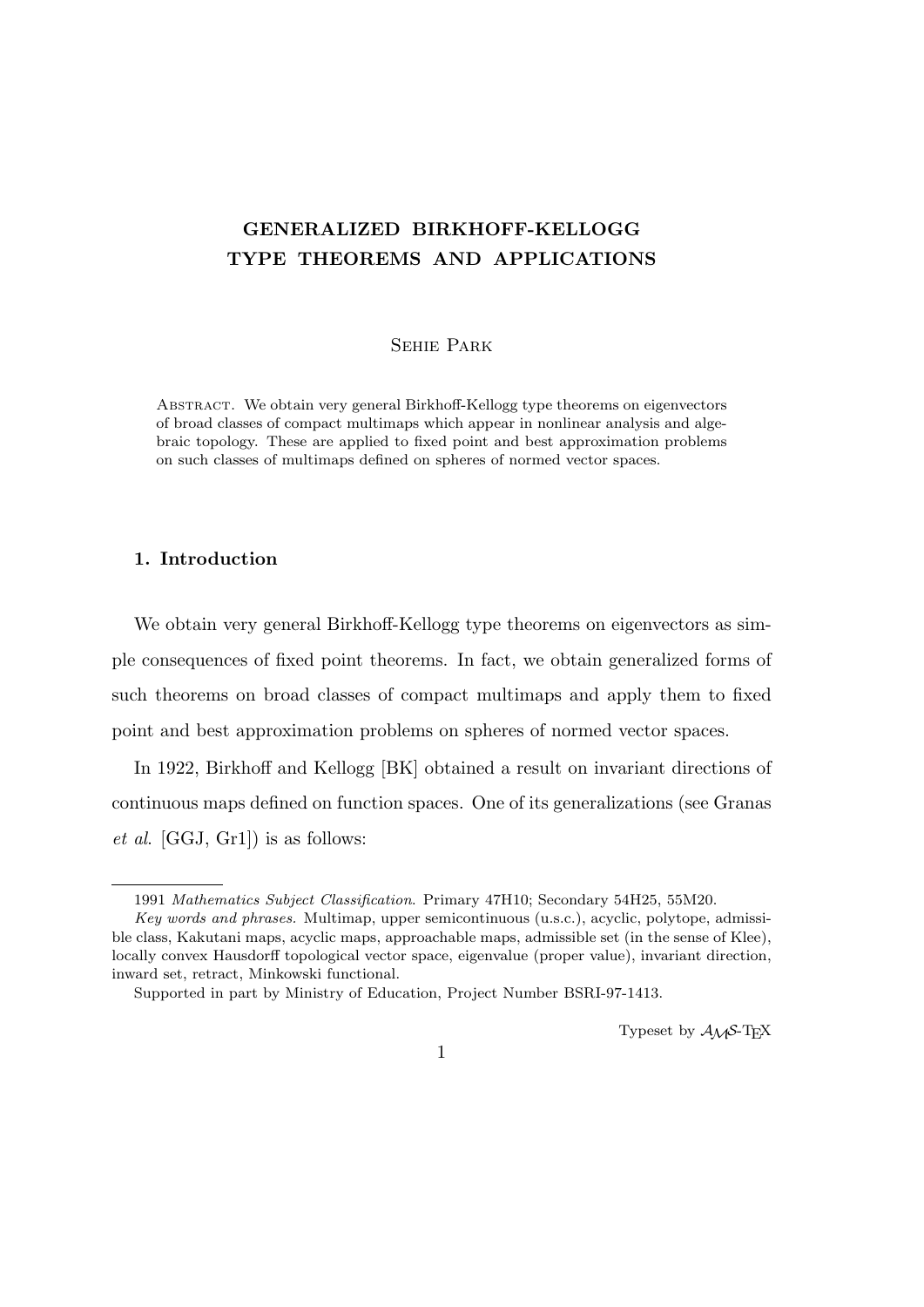# GENERALIZED BIRKHOFF-KELLOGG TYPE THEOREMS AND APPLICATIONS

Sehie Park

Abstract. We obtain very general Birkhoff-Kellogg type theorems on eigenvectors of broad classes of compact multimaps which appear in nonlinear analysis and algebraic topology. These are applied to fixed point and best approximation problems on such classes of multimaps defined on spheres of normed vector spaces.

## 1. Introduction

We obtain very general Birkhoff-Kellogg type theorems on eigenvectors as simple consequences of fixed point theorems. In fact, we obtain generalized forms of such theorems on broad classes of compact multimaps and apply them to fixed point and best approximation problems on spheres of normed vector spaces.

In 1922, Birkhoff and Kellogg [BK] obtained a result on invariant directions of continuous maps defined on function spaces. One of its generalizations (see Granas *et al*. [GGJ, Gr1]) is as follows:

---

1991 *Mathematics Subject Classification*. Primary 47H10; Secondary 54H25, 55M20.

*Key words and phrases.* Multimap, upper semicontinuous (u.s.c.), acyclic, polytope, admissible class, Kakutani maps, acyclic maps, approachable maps, admissible set (in the sense of Klee), locally convex Hausdorff topological vector space, eigenvalue (proper value), invariant direction, inward set, retract, Minkowski functional.

Supported in part by Ministry of Education, Project Number BSRI-97-1413.

Typeset by $\mathcal{A}_{\mathcal{M}}\mathcal{S}$-TEX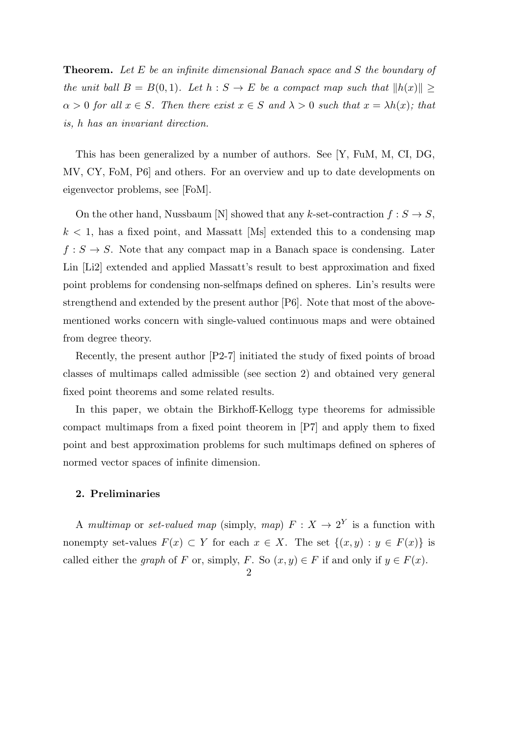**Theorem.** *Let $E$ be an infinite dimensional Banach space and $S$ the boundary of the unit ball $B = B(0, 1)$. Let $h : S \to E$ be a compact map such that $\|h(x)\| \geq \alpha > 0$ for all $x \in S$. Then there exist $x \in S$ and $\lambda > 0$ such that $x = \lambda h(x)$; that is, $h$ has an invariant direction.*

This has been generalized by a number of authors. See [Y, FuM, M, CI, DG, MV, CY, FoM, P6] and others. For an overview and up to date developments on eigenvector problems, see [FoM].

On the other hand, Nussbaum [N] showed that any $k$-set-contraction $f : S \to S$, $k < 1$, has a fixed point, and Massatt [Ms] extended this to a condensing map $f : S \to S$. Note that any compact map in a Banach space is condensing. Later Lin [Li2] extended and applied Massatt's result to best approximation and fixed point problems for condensing non-selfmaps defined on spheres. Lin's results were strengthend and extended by the present author [P6]. Note that most of the above-mentioned works concern with single-valued continuous maps and were obtained from degree theory.

Recently, the present author [P2-7] initiated the study of fixed points of broad classes of multimaps called admissible (see section 2) and obtained very general fixed point theorems and some related results.

In this paper, we obtain the Birkhoff-Kellogg type theorems for admissible compact multimaps from a fixed point theorem in [P7] and apply them to fixed point and best approximation problems for such multimaps defined on spheres of normed vector spaces of infinite dimension.

## 2. Preliminaries

A *multimap* or *set-valued map* (simply, *map*) $F : X \to 2^Y$ is a function with nonempty set-values $F(x) \subset Y$ for each $x \in X$. The set $\{(x, y) : y \in F(x)\}$ is called either the *graph* of $F$ or, simply, $F$. So $(x, y) \in F$ if and only if $y \in F(x)$.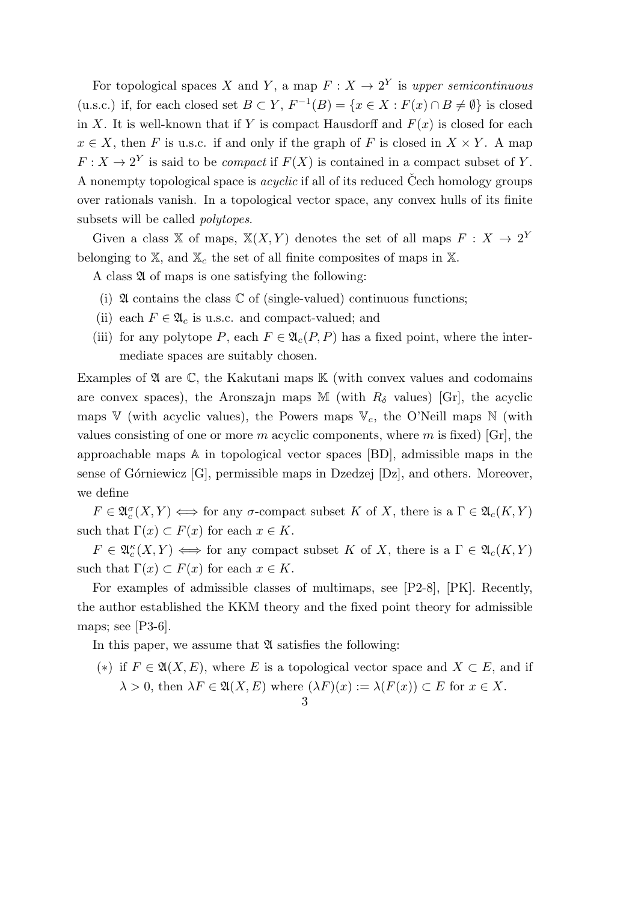For topological spaces $X$ and $Y$, a map $F : X \to 2^Y$ is *upper semicontinuous* (u.s.c.) if, for each closed set $B \subset Y$, $F^{-1}(B) = \{x \in X : F(x) \cap B \neq \emptyset\}$ is closed in $X$. It is well-known that if $Y$ is compact Hausdorff and $F(x)$ is closed for each $x \in X$, then $F$ is u.s.c. if and only if the graph of $F$ is closed in $X \times Y$. A map $F : X \to 2^Y$ is said to be *compact* if $F(X)$ is contained in a compact subset of $Y$. A nonempty topological space is *acyclic* if all of its reduced Čech homology groups over rationals vanish. In a topological vector space, any convex hulls of its finite subsets will be called *polytopes*.

Given a class $\mathbb{X}$ of maps, $\mathbb{X}(X, Y)$ denotes the set of all maps $F : X \to 2^Y$ belonging to $\mathbb{X}$, and $\mathbb{X}_c$ the set of all finite composites of maps in $\mathbb{X}$.

A class $\mathfrak{A}$ of maps is one satisfying the following:

(i) $\mathfrak{A}$ contains the class $\mathbb{C}$ of (single-valued) continuous functions;

(ii) each $F \in \mathfrak{A}_c$ is u.s.c. and compact-valued; and

(iii) for any polytope $P$, each $F \in \mathfrak{A}_c(P, P)$ has a fixed point, where the intermediate spaces are suitably chosen.

Examples of $\mathfrak{A}$ are $\mathbb{C}$, the Kakutani maps $\mathbb{K}$ (with convex values and codomains are convex spaces), the Aronszajn maps $\mathbb{M}$ (with $R_\delta$ values) [Gr], the acyclic maps $\mathbb{V}$ (with acyclic values), the Powers maps $\mathbb{V}_c$, the O'Neill maps $\mathbb{N}$ (with values consisting of one or more $m$ acyclic components, where $m$ is fixed) [Gr], the approachable maps $\mathbb{A}$ in topological vector spaces [BD], admissible maps in the sense of Górniewicz [G], permissible maps in Dzedzej [Dz], and others. Moreover, we define

$F \in \mathfrak{A}_c^\sigma(X, Y) \iff$ for any $\sigma$-compact subset $K$ of $X$, there is a $\Gamma \in \mathfrak{A}_c(K, Y)$ such that $\Gamma(x) \subset F(x)$ for each $x \in K$.

$F \in \mathfrak{A}_c^\kappa(X, Y) \iff$ for any compact subset $K$ of $X$, there is a $\Gamma \in \mathfrak{A}_c(K, Y)$ such that $\Gamma(x) \subset F(x)$ for each $x \in K$.

For examples of admissible classes of multimaps, see [P2-8], [PK]. Recently, the author established the KKM theory and the fixed point theory for admissible maps; see [P3-6].

In this paper, we assume that $\mathfrak{A}$ satisfies the following:

($*$) if $F \in \mathfrak{A}(X, E)$, where $E$ is a topological vector space and $X \subset E$, and if $\lambda > 0$, then $\lambda F \in \mathfrak{A}(X, E)$ where $(\lambda F)(x) := \lambda(F(x)) \subset E$ for $x \in X$.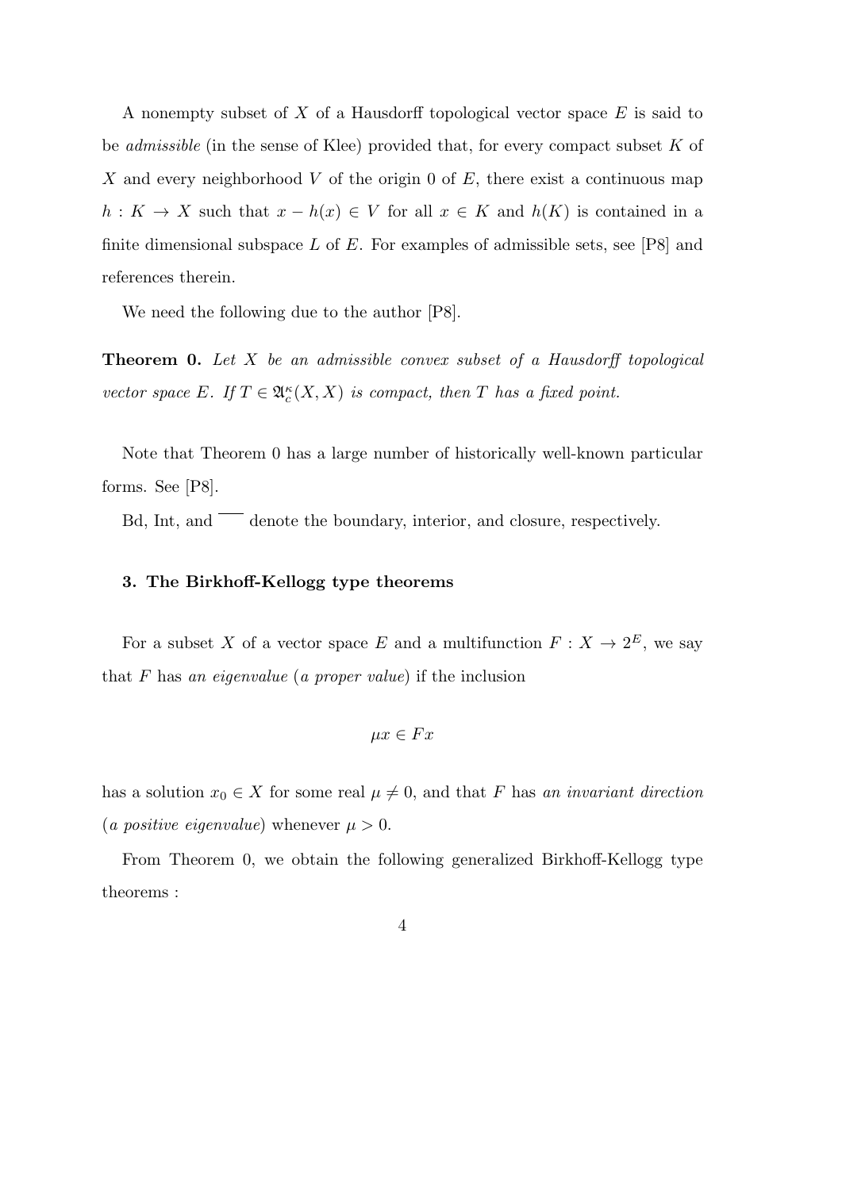A nonempty subset of $X$ of a Hausdorff topological vector space $E$ is said to be *admissible* (in the sense of Klee) provided that, for every compact subset $K$ of $X$ and every neighborhood $V$ of the origin 0 of $E$, there exist a continuous map $h : K \to X$ such that $x - h(x) \in V$ for all $x \in K$ and $h(K)$ is contained in a finite dimensional subspace $L$ of $E$. For examples of admissible sets, see [P8] and references therein.

We need the following due to the author [P8].

**Theorem 0.** *Let $X$ be an admissible convex subset of a Hausdorff topological vector space $E$. If $T \in \mathfrak{A}_c^\kappa(X, X)$ is compact, then $T$ has a fixed point.*

Note that Theorem 0 has a large number of historically well-known particular forms. See [P8].

Bd, Int, and $\overline{\phantom{xx}}$ denote the boundary, interior, and closure, respectively.

### 3. The Birkhoff-Kellogg type theorems

For a subset $X$ of a vector space $E$ and a multifunction $F : X \to 2^E$, we say that $F$ has *an eigenvalue* (*a proper value*) if the inclusion

$$\mu x \in Fx$$

has a solution $x_0 \in X$ for some real $\mu \neq 0$, and that $F$ has *an invariant direction* (*a positive eigenvalue*) whenever $\mu > 0$.

From Theorem 0, we obtain the following generalized Birkhoff-Kellogg type theorems :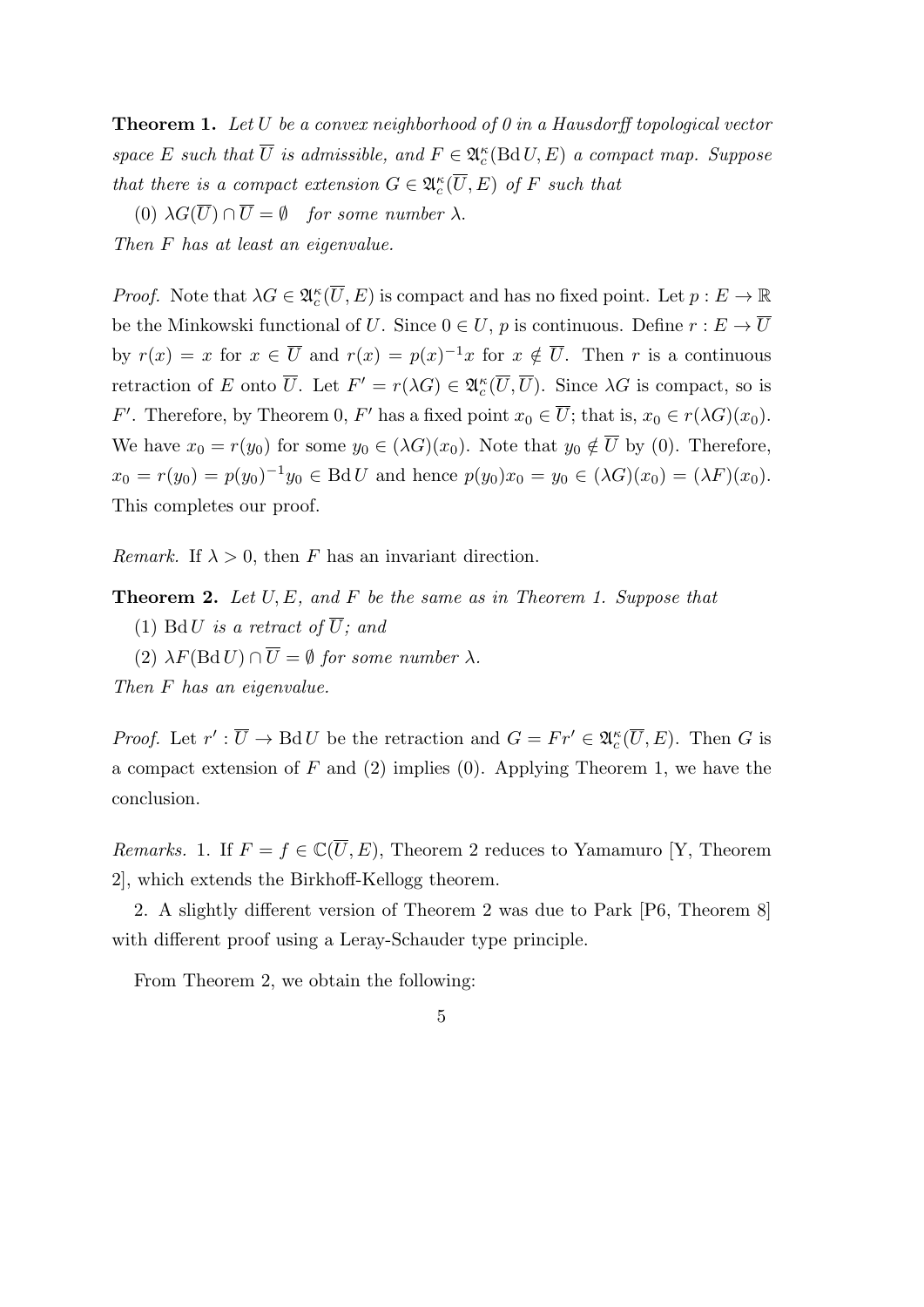**Theorem 1.** *Let $U$ be a convex neighborhood of 0 in a Hausdorff topological vector space $E$ such that $\overline{U}$ is admissible, and $F \in \mathfrak{A}_c^\kappa(\operatorname{Bd} U, E)$ a compact map. Suppose that there is a compact extension $G \in \mathfrak{A}_c^\kappa(\overline{U}, E)$ of $F$ such that*

(0) $\lambda G(\overline{U}) \cap \overline{U} = \emptyset$ *for some number $\lambda$.*

*Then $F$ has at least an eigenvalue.*

*Proof.* Note that $\lambda G \in \mathfrak{A}_c^\kappa(\overline{U}, E)$ is compact and has no fixed point. Let $p : E \to \mathbb{R}$ be the Minkowski functional of $U$. Since $0 \in U$, $p$ is continuous. Define $r : E \to \overline{U}$ by $r(x) = x$ for $x \in \overline{U}$ and $r(x) = p(x)^{-1}x$ for $x \notin \overline{U}$. Then $r$ is a continuous retraction of $E$ onto $\overline{U}$. Let $F' = r(\lambda G) \in \mathfrak{A}_c^\kappa(\overline{U}, \overline{U})$. Since $\lambda G$ is compact, so is $F'$. Therefore, by Theorem 0, $F'$ has a fixed point $x_0 \in \overline{U}$; that is, $x_0 \in r(\lambda G)(x_0)$. We have $x_0 = r(y_0)$ for some $y_0 \in (\lambda G)(x_0)$. Note that $y_0 \notin \overline{U}$ by (0). Therefore, $x_0 = r(y_0) = p(y_0)^{-1}y_0 \in \operatorname{Bd} U$ and hence $p(y_0)x_0 = y_0 \in (\lambda G)(x_0) = (\lambda F)(x_0)$. This completes our proof.

*Remark.* If $\lambda > 0$, then $F$ has an invariant direction.

**Theorem 2.** *Let $U, E$, and $F$ be the same as in Theorem 1. Suppose that*

(1) $\operatorname{Bd} U$ *is a retract of $\overline{U}$; and*

(2) $\lambda F(\operatorname{Bd} U) \cap \overline{U} = \emptyset$ *for some number $\lambda$.*

*Then $F$ has an eigenvalue.*

*Proof.* Let $r' : \overline{U} \to \operatorname{Bd} U$ be the retraction and $G = Fr' \in \mathfrak{A}_c^\kappa(\overline{U}, E)$. Then $G$ is a compact extension of $F$ and (2) implies (0). Applying Theorem 1, we have the conclusion.

*Remarks.* 1. If $F = f \in \mathbb{C}(\overline{U}, E)$, Theorem 2 reduces to Yamamuro [Y, Theorem 2], which extends the Birkhoff-Kellogg theorem.

2. A slightly different version of Theorem 2 was due to Park [P6, Theorem 8] with different proof using a Leray-Schauder type principle.

From Theorem 2, we obtain the following: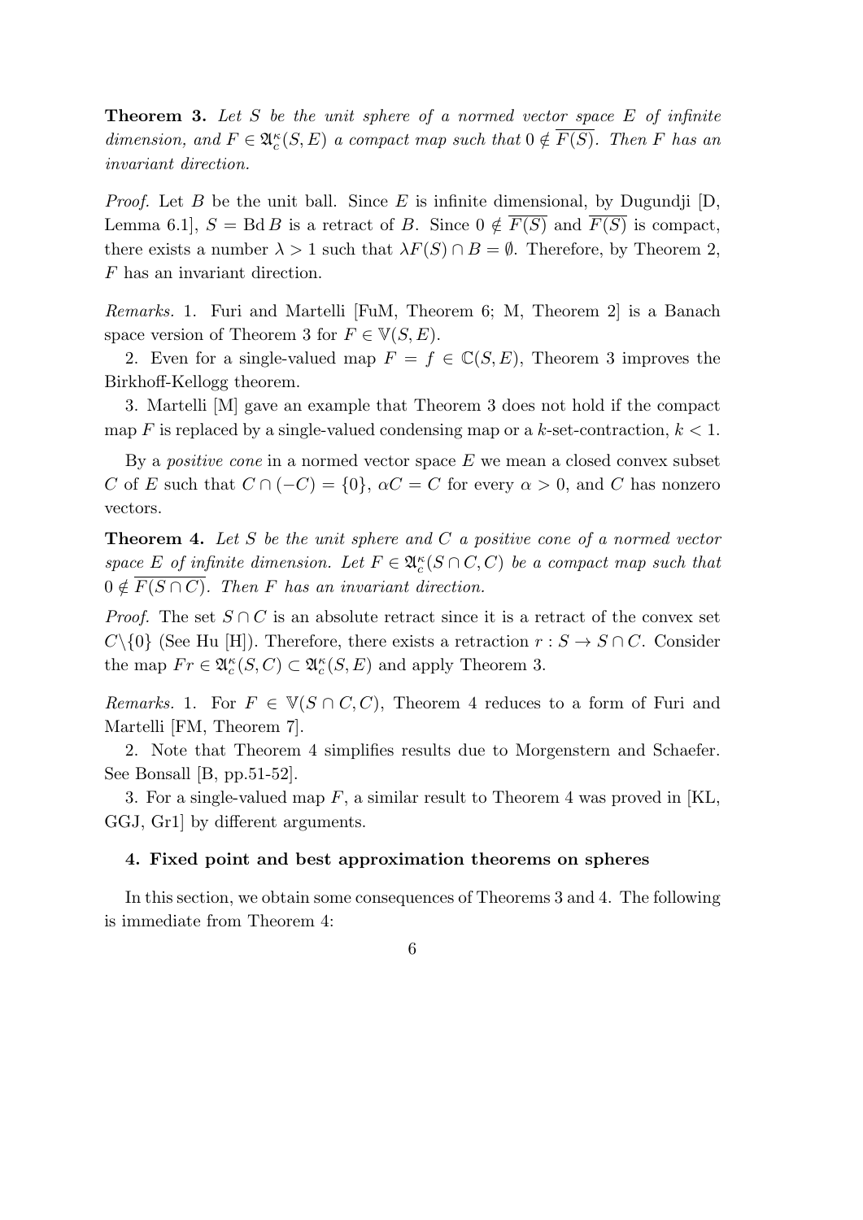**Theorem 3.** *Let $S$ be the unit sphere of a normed vector space $E$ of infinite dimension, and $F \in \mathfrak{A}_c^\kappa(S, E)$ a compact map such that $0 \notin \overline{F(S)}$. Then $F$ has an invariant direction.*

*Proof.* Let $B$ be the unit ball. Since $E$ is infinite dimensional, by Dugundji [D, Lemma 6.1], $S = \operatorname{Bd} B$ is a retract of $B$. Since $0 \notin \overline{F(S)}$ and $\overline{F(S)}$ is compact, there exists a number $\lambda > 1$ such that $\lambda F(S) \cap B = \emptyset$. Therefore, by Theorem 2, $F$ has an invariant direction.

*Remarks.* 1. Furi and Martelli [FuM, Theorem 6; M, Theorem 2] is a Banach space version of Theorem 3 for $F \in \mathbb{V}(S, E)$.

2. Even for a single-valued map $F = f \in \mathbb{C}(S, E)$, Theorem 3 improves the Birkhoff-Kellogg theorem.

3. Martelli [M] gave an example that Theorem 3 does not hold if the compact map $F$ is replaced by a single-valued condensing map or a $k$-set-contraction, $k < 1$.

By a *positive cone* in a normed vector space $E$ we mean a closed convex subset $C$ of $E$ such that $C \cap (-C) = \{0\}$, $\alpha C = C$ for every $\alpha > 0$, and $C$ has nonzero vectors.

**Theorem 4.** *Let $S$ be the unit sphere and $C$ a positive cone of a normed vector space $E$ of infinite dimension. Let $F \in \mathfrak{A}_c^\kappa(S \cap C, C)$ be a compact map such that $0 \notin \overline{F(S \cap C)}$. Then $F$ has an invariant direction.*

*Proof.* The set $S \cap C$ is an absolute retract since it is a retract of the convex set $C \backslash \{0\}$ (See Hu [H]). Therefore, there exists a retraction $r : S \to S \cap C$. Consider the map $Fr \in \mathfrak{A}_c^\kappa(S, C) \subset \mathfrak{A}_c^\kappa(S, E)$ and apply Theorem 3.

*Remarks.* 1. For $F \in \mathbb{V}(S \cap C, C)$, Theorem 4 reduces to a form of Furi and Martelli [FM, Theorem 7].

2. Note that Theorem 4 simplifies results due to Morgenstern and Schaefer. See Bonsall [B, pp.51-52].

3. For a single-valued map $F$, a similar result to Theorem 4 was proved in [KL, GGJ, Gr1] by different arguments.

#### 4. Fixed point and best approximation theorems on spheres

In this section, we obtain some consequences of Theorems 3 and 4. The following is immediate from Theorem 4: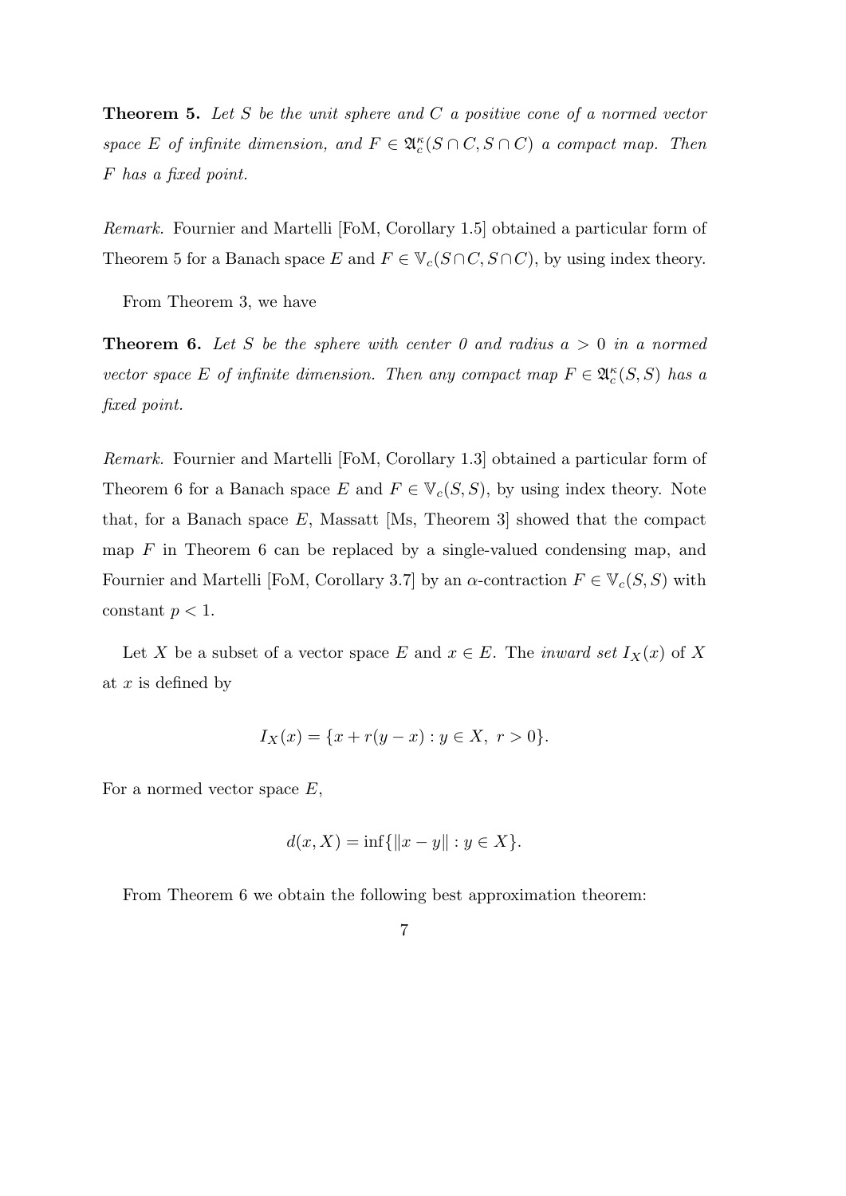**Theorem 5.** *Let $S$ be the unit sphere and $C$ a positive cone of a normed vector space $E$ of infinite dimension, and $F \in \mathfrak{A}_c^\kappa(S \cap C, S \cap C)$ a compact map. Then $F$ has a fixed point.*

*Remark.* Fournier and Martelli [FoM, Corollary 1.5] obtained a particular form of Theorem 5 for a Banach space $E$ and $F \in \mathbb{V}_c(S \cap C, S \cap C)$, by using index theory.

From Theorem 3, we have

**Theorem 6.** *Let $S$ be the sphere with center 0 and radius $a > 0$ in a normed vector space $E$ of infinite dimension. Then any compact map $F \in \mathfrak{A}_c^\kappa(S, S)$ has a fixed point.*

*Remark.* Fournier and Martelli [FoM, Corollary 1.3] obtained a particular form of Theorem 6 for a Banach space $E$ and $F \in \mathbb{V}_c(S, S)$, by using index theory. Note that, for a Banach space $E$, Massatt [Ms, Theorem 3] showed that the compact map $F$ in Theorem 6 can be replaced by a single-valued condensing map, and Fournier and Martelli [FoM, Corollary 3.7] by an $\alpha$-contraction $F \in \mathbb{V}_c(S, S)$ with constant $p < 1$.

Let $X$ be a subset of a vector space $E$ and $x \in E$. The *inward set* $I_X(x)$ of $X$ at $x$ is defined by

$$I_X(x) = \{x + r(y - x) : y \in X,\ r > 0\}.$$

For a normed vector space $E$,

$$d(x, X) = \inf\{\|x - y\| : y \in X\}.$$

From Theorem 6 we obtain the following best approximation theorem: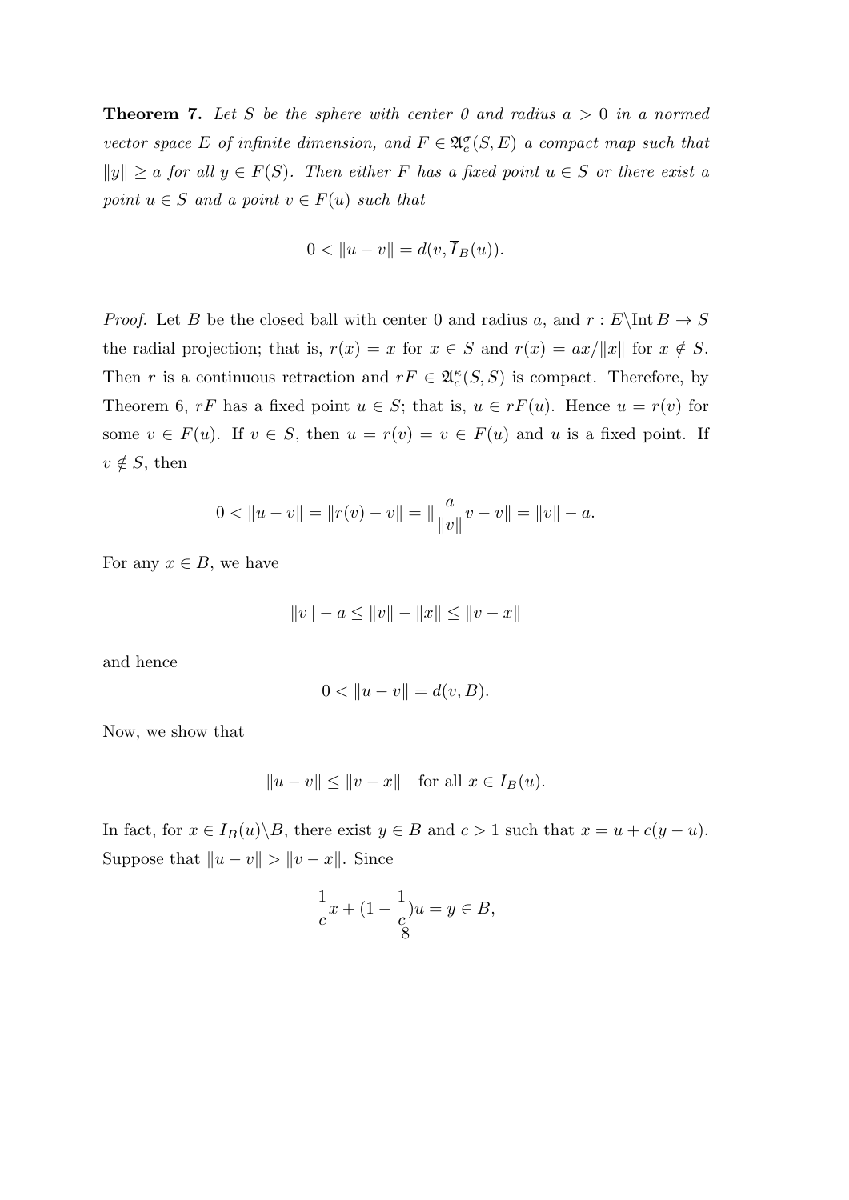**Theorem 7.** *Let $S$ be the sphere with center 0 and radius $a > 0$ in a normed vector space $E$ of infinite dimension, and $F \in \mathfrak{A}_c^\sigma(S, E)$ a compact map such that $\|y\| \geq a$ for all $y \in F(S)$. Then either $F$ has a fixed point $u \in S$ or there exist a point $u \in S$ and a point $v \in F(u)$ such that*

$$0 < \|u - v\| = d(v, \overline{I}_B(u)).$$

*Proof.* Let $B$ be the closed ball with center 0 and radius $a$, and $r : E \backslash \mathrm{Int}\, B \to S$ the radial projection; that is, $r(x) = x$ for $x \in S$ and $r(x) = ax/\|x\|$ for $x \notin S$. Then $r$ is a continuous retraction and $rF \in \mathfrak{A}_c^\kappa(S, S)$ is compact. Therefore, by Theorem 6, $rF$ has a fixed point $u \in S$; that is, $u \in rF(u)$. Hence $u = r(v)$ for some $v \in F(u)$. If $v \in S$, then $u = r(v) = v \in F(u)$ and $u$ is a fixed point. If $v \notin S$, then

$$0 < \|u - v\| = \|r(v) - v\| = \|\frac{a}{\|v\|}v - v\| = \|v\| - a.$$

For any $x \in B$, we have

$$\|v\| - a \leq \|v\| - \|x\| \leq \|v - x\|$$

and hence

$$0 < \|u - v\| = d(v, B).$$

Now, we show that

$$\|u - v\| \leq \|v - x\| \quad \text{for all } x \in I_B(u).$$

In fact, for $x \in I_B(u) \backslash B$, there exist $y \in B$ and $c > 1$ such that $x = u + c(y - u)$. Suppose that $\|u - v\| > \|v - x\|$. Since

$$\frac{1}{c}x + (1 - \frac{1}{c})u = y \in B,$$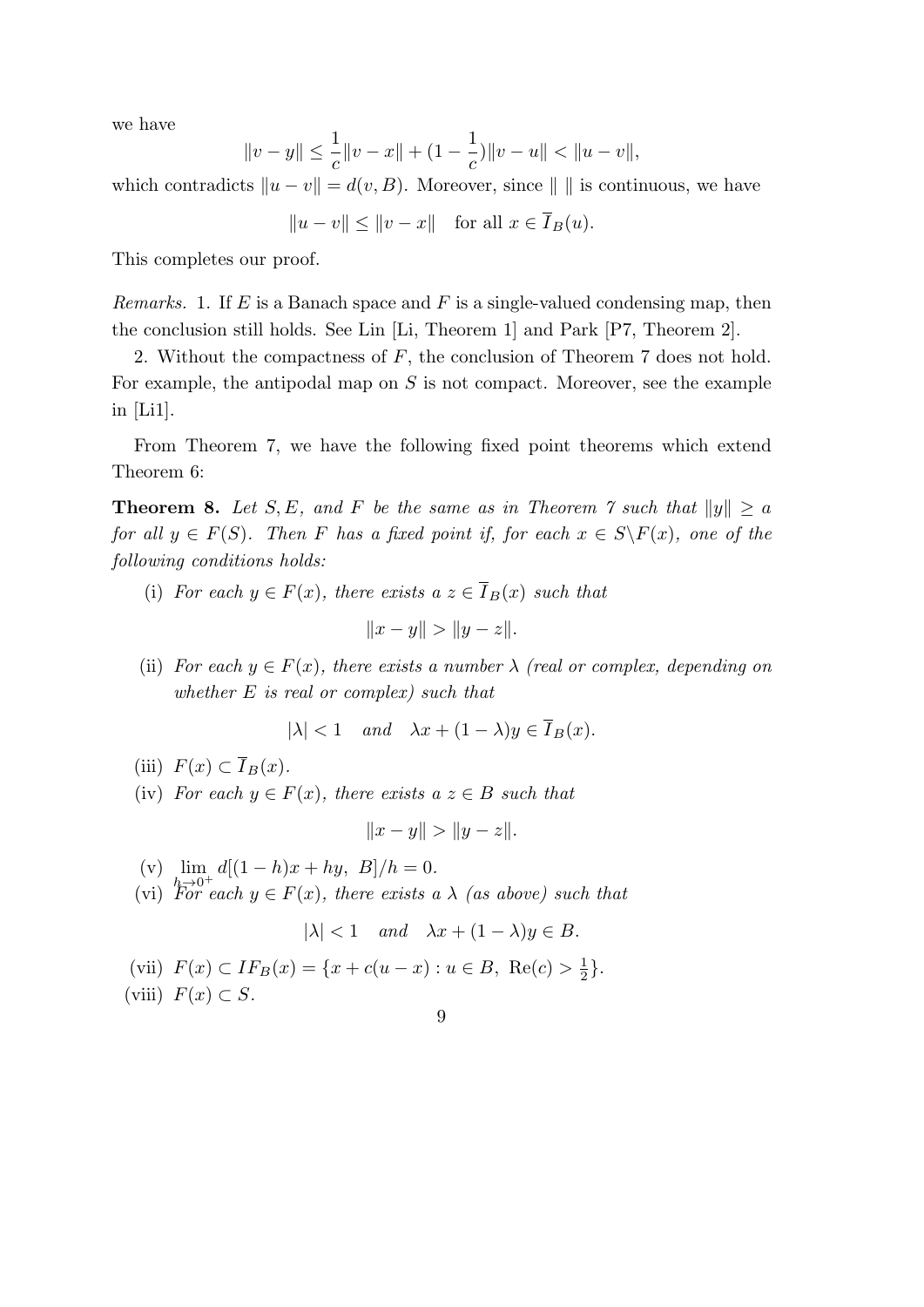we have

$$\|v - y\| \leq \frac{1}{c}\|v - x\| + (1 - \frac{1}{c})\|v - u\| < \|u - v\|,$$

which contradicts $\|u - v\| = d(v, B)$. Moreover, since $\| \ \|$ is continuous, we have

$$\|u - v\| \leq \|v - x\| \quad \text{for all } x \in \overline{I}_B(u).$$

This completes our proof.

*Remarks.* 1. If $E$ is a Banach space and $F$ is a single-valued condensing map, then the conclusion still holds. See Lin [Li, Theorem 1] and Park [P7, Theorem 2].

2. Without the compactness of $F$, the conclusion of Theorem 7 does not hold. For example, the antipodal map on $S$ is not compact. Moreover, see the example in [Li1].

From Theorem 7, we have the following fixed point theorems which extend Theorem 6:

**Theorem 8.** *Let $S, E,$ and $F$ be the same as in Theorem 7 such that $\|y\| \geq a$ for all $y \in F(S)$. Then $F$ has a fixed point if, for each $x \in S \backslash F(x)$, one of the following conditions holds:*

(i) *For each $y \in F(x)$, there exists a $z \in \overline{I}_B(x)$ such that*

$$\|x - y\| > \|y - z\|.$$

(ii) *For each $y \in F(x)$, there exists a number $\lambda$ (real or complex, depending on whether $E$ is real or complex) such that*

$$|\lambda| < 1 \quad \textit{and} \quad \lambda x + (1 - \lambda)y \in \overline{I}_B(x).$$

(iii) $F(x) \subset \overline{I}_B(x)$.

(iv) *For each $y \in F(x)$, there exists a $z \in B$ such that*

$$\|x - y\| > \|y - z\|.$$

(v) $\lim_{h \to 0^+} d[(1 - h)x + hy, \ B]/h = 0$.

(vi) *For each $y \in F(x)$, there exists a $\lambda$ (as above) such that*

$$|\lambda| < 1 \quad \textit{and} \quad \lambda x + (1 - \lambda)y \in B.$$

(vii) $F(x) \subset IF_B(x) = \{x + c(u - x) : u \in B, \ \mathrm{Re}(c) > \frac{1}{2}\}$.

(viii) $F(x) \subset S$.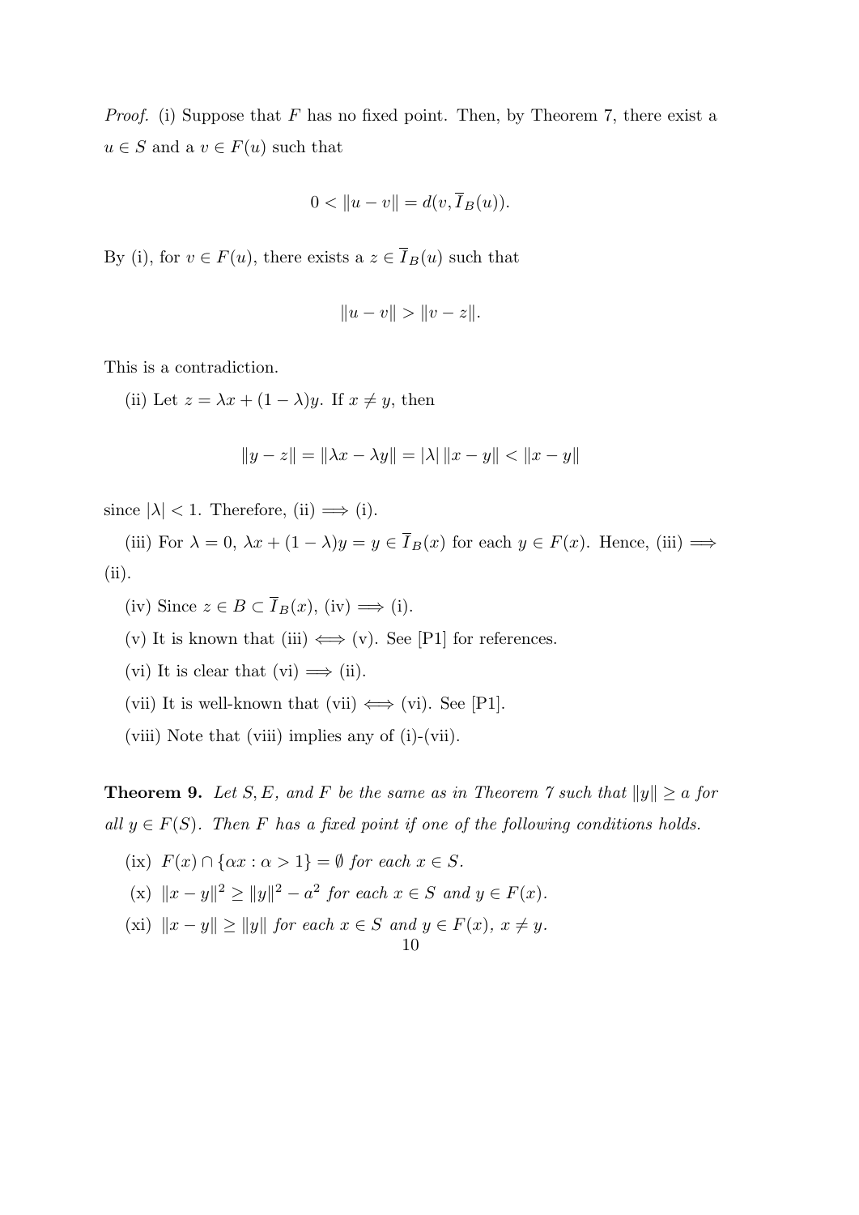*Proof.* (i) Suppose that $F$ has no fixed point. Then, by Theorem 7, there exist a $u \in S$ and a $v \in F(u)$ such that

$$0 < \|u - v\| = d(v, \overline{I}_B(u)).$$

By (i), for $v \in F(u)$, there exists a $z \in \overline{I}_B(u)$ such that

$$\|u - v\| > \|v - z\|.$$

This is a contradiction.

(ii) Let $z = \lambda x + (1 - \lambda)y$. If $x \neq y$, then

$$\|y - z\| = \|\lambda x - \lambda y\| = |\lambda| \, \|x - y\| < \|x - y\|$$

since $|\lambda| < 1$. Therefore, (ii) $\Longrightarrow$ (i).

(iii) For $\lambda = 0$, $\lambda x + (1 - \lambda)y = y \in \overline{I}_B(x)$ for each $y \in F(x)$. Hence, (iii) $\Longrightarrow$ (ii).

(iv) Since $z \in B \subset \overline{I}_B(x)$, (iv) $\Longrightarrow$ (i).

(v) It is known that (iii) $\Longleftrightarrow$ (v). See [P1] for references.

(vi) It is clear that (vi) $\Longrightarrow$ (ii).

(vii) It is well-known that (vii) $\Longleftrightarrow$ (vi). See [P1].

(viii) Note that (viii) implies any of (i)-(vii).

**Theorem 9.** *Let $S, E,$ and $F$ be the same as in Theorem 7 such that $\|y\| \geq a$ for all $y \in F(S)$. Then $F$ has a fixed point if one of the following conditions holds.*

(ix) *$F(x) \cap \{\alpha x : \alpha > 1\} = \emptyset$ for each $x \in S$.*

(x) *$\|x - y\|^2 \geq \|y\|^2 - a^2$ for each $x \in S$ and $y \in F(x)$.*

(xi) *$\|x - y\| \geq \|y\|$ for each $x \in S$ and $y \in F(x)$, $x \neq y$.*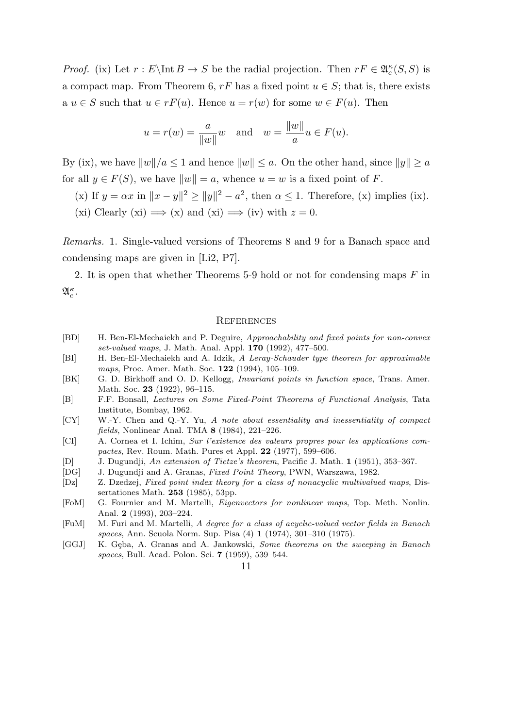*Proof.* (ix) Let $r : E\backslash \mathrm{Int}\, B \to S$ be the radial projection. Then $rF \in \mathfrak{A}_c^\kappa(S, S)$ is a compact map. From Theorem 6, $rF$ has a fixed point $u \in S$; that is, there exists a $u \in S$ such that $u \in rF(u)$. Hence $u = r(w)$ for some $w \in F(u)$. Then

$$u = r(w) = \frac{a}{\|w\|} w \quad \text{and} \quad w = \frac{\|w\|}{a} u \in F(u).$$

By (ix), we have $\|w\|/a \leq 1$ and hence $\|w\| \leq a$. On the other hand, since $\|y\| \geq a$ for all $y \in F(S)$, we have $\|w\| = a$, whence $u = w$ is a fixed point of $F$.

(x) If $y = \alpha x$ in $\|x - y\|^2 \geq \|y\|^2 - a^2$, then $\alpha \leq 1$. Therefore, (x) implies (ix).

(xi) Clearly (xi) $\Longrightarrow$ (x) and (xi) $\Longrightarrow$ (iv) with $z = 0$.

*Remarks.* 1. Single-valued versions of Theorems 8 and 9 for a Banach space and condensing maps are given in [Li2, P7].

2. It is open that whether Theorems 5-9 hold or not for condensing maps $F$ in $\mathfrak{A}_c^\kappa$.

## References

- [BD] H. Ben-El-Mechaiekh and P. Deguire, *Approachability and fixed points for non-convex set-valued maps*, J. Math. Anal. Appl. **170** (1992), 477–500.
- [BI] H. Ben-El-Mechaiekh and A. Idzik, *A Leray-Schauder type theorem for approximable maps*, Proc. Amer. Math. Soc. **122** (1994), 105–109.
- [BK] G. D. Birkhoff and O. D. Kellogg, *Invariant points in function space*, Trans. Amer. Math. Soc. **23** (1922), 96–115.
- [B] F.F. Bonsall, *Lectures on Some Fixed-Point Theorems of Functional Analysis*, Tata Institute, Bombay, 1962.
- [CY] W.-Y. Chen and Q.-Y. Yu, *A note about essentiality and inessentiality of compact fields*, Nonlinear Anal. TMA **8** (1984), 221–226.
- [CI] A. Cornea et I. Ichim, *Sur l'existence des valeurs propres pour les applications compactes*, Rev. Roum. Math. Pures et Appl. **22** (1977), 599–606.
- [D] J. Dugundji, *An extension of Tietze's theorem*, Pacific J. Math. **1** (1951), 353–367.
- [DG] J. Dugundji and A. Granas, *Fixed Point Theory*, PWN, Warszawa, 1982.
- [Dz] Z. Dzedzej, *Fixed point index theory for a class of nonacyclic multivalued maps*, Dissertationes Math. **253** (1985), 53pp.
- [FoM] G. Fournier and M. Martelli, *Eigenvectors for nonlinear maps*, Top. Meth. Nonlin. Anal. **2** (1993), 203–224.
- [FuM] M. Furi and M. Martelli, *A degree for a class of acyclic-valued vector fields in Banach spaces*, Ann. Scuola Norm. Sup. Pisa (4) **1** (1974), 301–310 (1975).
- [GGJ] K. Gęba, A. Granas and A. Jankowski, *Some theorems on the sweeping in Banach spaces*, Bull. Acad. Polon. Sci. **7** (1959), 539–544.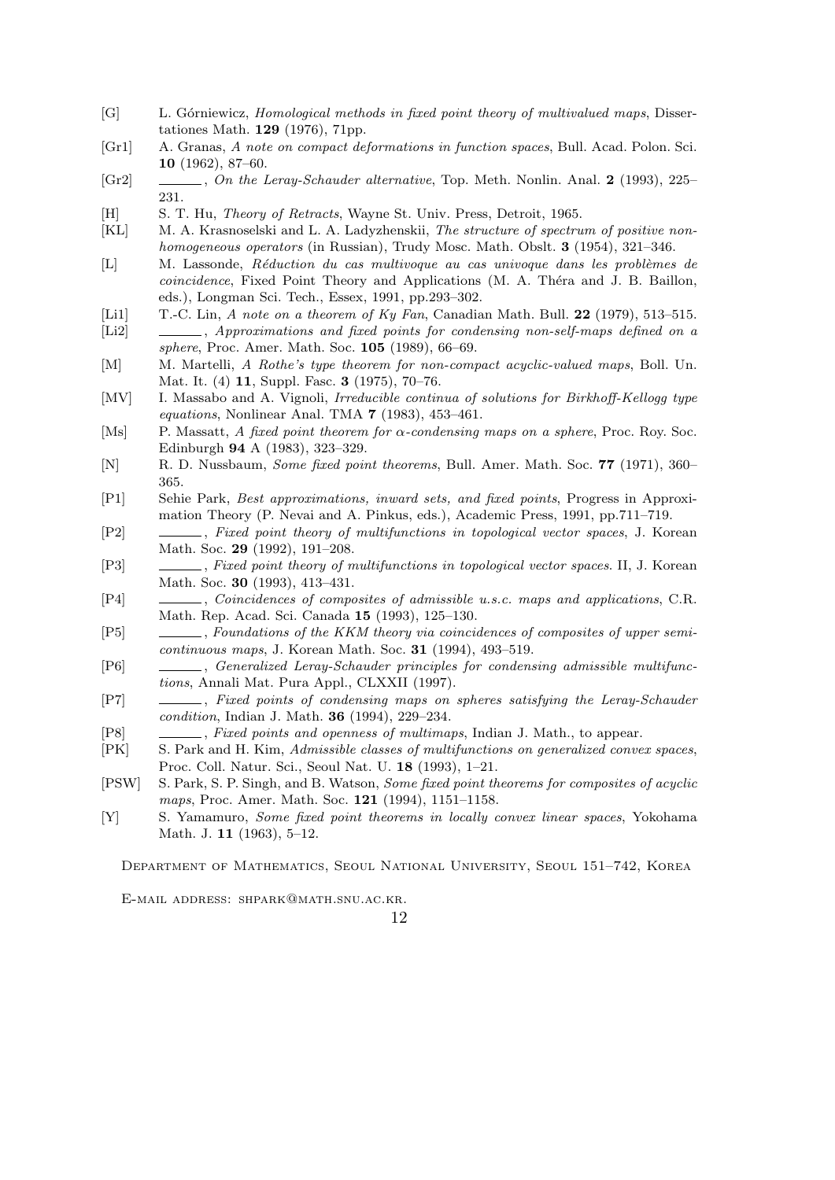[G] L. Górniewicz, *Homological methods in fixed point theory of multivalued maps*, Dissertationes Math. **129** (1976), 71pp.

[Gr1] A. Granas, *A note on compact deformations in function spaces*, Bull. Acad. Polon. Sci. **10** (1962), 87–60.

[Gr2] ______, *On the Leray-Schauder alternative*, Top. Meth. Nonlin. Anal. **2** (1993), 225–231.

[H] S. T. Hu, *Theory of Retracts*, Wayne St. Univ. Press, Detroit, 1965.

[KL] M. A. Krasnoselski and L. A. Ladyzhenskii, *The structure of spectrum of positive nonhomogeneous operators* (in Russian), Trudy Mosc. Math. Obslt. **3** (1954), 321–346.

[L] M. Lassonde, *Réduction du cas multivoque au cas univoque dans les problèmes de coincidence*, Fixed Point Theory and Applications (M. A. Théra and J. B. Baillon, eds.), Longman Sci. Tech., Essex, 1991, pp.293–302.

[Li1] T.-C. Lin, *A note on a theorem of Ky Fan*, Canadian Math. Bull. **22** (1979), 513–515.

[Li2] ______, *Approximations and fixed points for condensing non-self-maps defined on a sphere*, Proc. Amer. Math. Soc. **105** (1989), 66–69.

[M] M. Martelli, *A Rothe's type theorem for non-compact acyclic-valued maps*, Boll. Un. Mat. It. (4) **11**, Suppl. Fasc. **3** (1975), 70–76.

[MV] I. Massabo and A. Vignoli, *Irreducible continua of solutions for Birkhoff-Kellogg type equations*, Nonlinear Anal. TMA **7** (1983), 453–461.

[Ms] P. Massatt, *A fixed point theorem for $\alpha$-condensing maps on a sphere*, Proc. Roy. Soc. Edinburgh **94** A (1983), 323–329.

[N] R. D. Nussbaum, *Some fixed point theorems*, Bull. Amer. Math. Soc. **77** (1971), 360–365.

[P1] Sehie Park, *Best approximations, inward sets, and fixed points*, Progress in Approximation Theory (P. Nevai and A. Pinkus, eds.), Academic Press, 1991, pp.711–719.

[P2] ______, *Fixed point theory of multifunctions in topological vector spaces*, J. Korean Math. Soc. **29** (1992), 191–208.

[P3] ______, *Fixed point theory of multifunctions in topological vector spaces*. II, J. Korean Math. Soc. **30** (1993), 413–431.

[P4] ______, *Coincidences of composites of admissible u.s.c. maps and applications*, C.R. Math. Rep. Acad. Sci. Canada **15** (1993), 125–130.

[P5] ______, *Foundations of the KKM theory via coincidences of composites of upper semicontinuous maps*, J. Korean Math. Soc. **31** (1994), 493–519.

[P6] ______, *Generalized Leray-Schauder principles for condensing admissible multifunctions*, Annali Mat. Pura Appl., CLXXII (1997).

[P7] ______, *Fixed points of condensing maps on spheres satisfying the Leray-Schauder condition*, Indian J. Math. **36** (1994), 229–234.

[P8] ______, *Fixed points and openness of multimaps*, Indian J. Math., to appear.

[PK] S. Park and H. Kim, *Admissible classes of multifunctions on generalized convex spaces*, Proc. Coll. Natur. Sci., Seoul Nat. U. **18** (1993), 1–21.

[PSW] S. Park, S. P. Singh, and B. Watson, *Some fixed point theorems for composites of acyclic maps*, Proc. Amer. Math. Soc. **121** (1994), 1151–1158.

[Y] S. Yamamuro, *Some fixed point theorems in locally convex linear spaces*, Yokohama Math. J. **11** (1963), 5–12.

Department of Mathematics, Seoul National University, Seoul 151–742, Korea

E-mail address: shpark@math.snu.ac.kr.